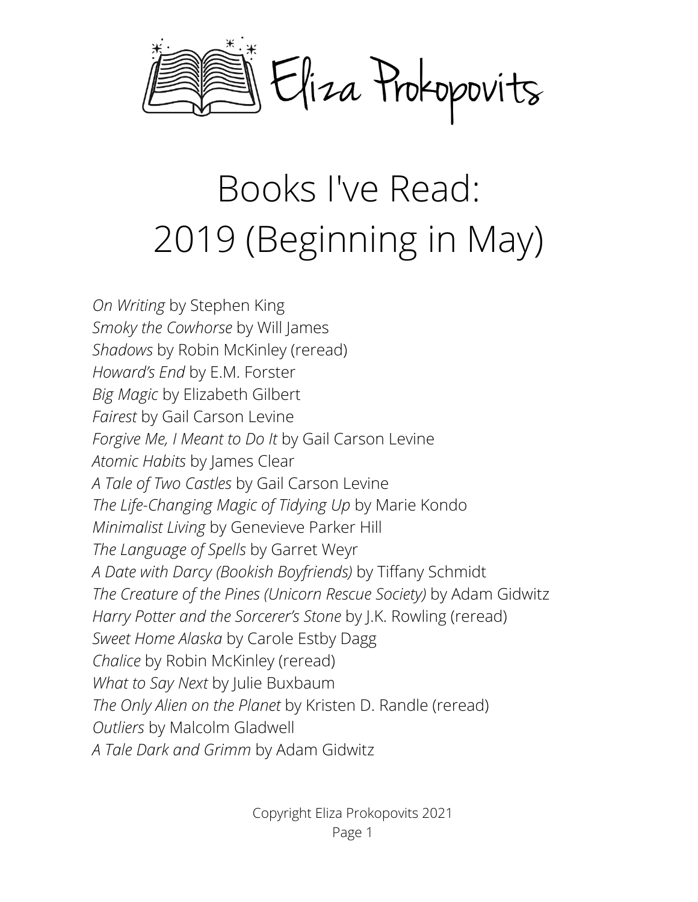Eliza Prokopovits

# Books I've Read: 2019 (Beginning in May)

*On Writing* by Stephen King
*Smoky the Cowhorse* by Will James
*Shadows* by Robin McKinley (reread)
*Howard's End* by E.M. Forster
*Big Magic* by Elizabeth Gilbert
*Fairest* by Gail Carson Levine
*Forgive Me, I Meant to Do It* by Gail Carson Levine
*Atomic Habits* by James Clear
*A Tale of Two Castles* by Gail Carson Levine
*The Life-Changing Magic of Tidying Up* by Marie Kondo
*Minimalist Living* by Genevieve Parker Hill
*The Language of Spells* by Garret Weyr
*A Date with Darcy (Bookish Boyfriends)* by Tiffany Schmidt
*The Creature of the Pines (Unicorn Rescue Society)* by Adam Gidwitz
*Harry Potter and the Sorcerer's Stone* by J.K. Rowling (reread)
*Sweet Home Alaska* by Carole Estby Dagg
*Chalice* by Robin McKinley (reread)
*What to Say Next* by Julie Buxbaum
*The Only Alien on the Planet* by Kristen D. Randle (reread)
*Outliers* by Malcolm Gladwell
*A Tale Dark and Grimm* by Adam Gidwitz

Copyright Eliza Prokopovits 2021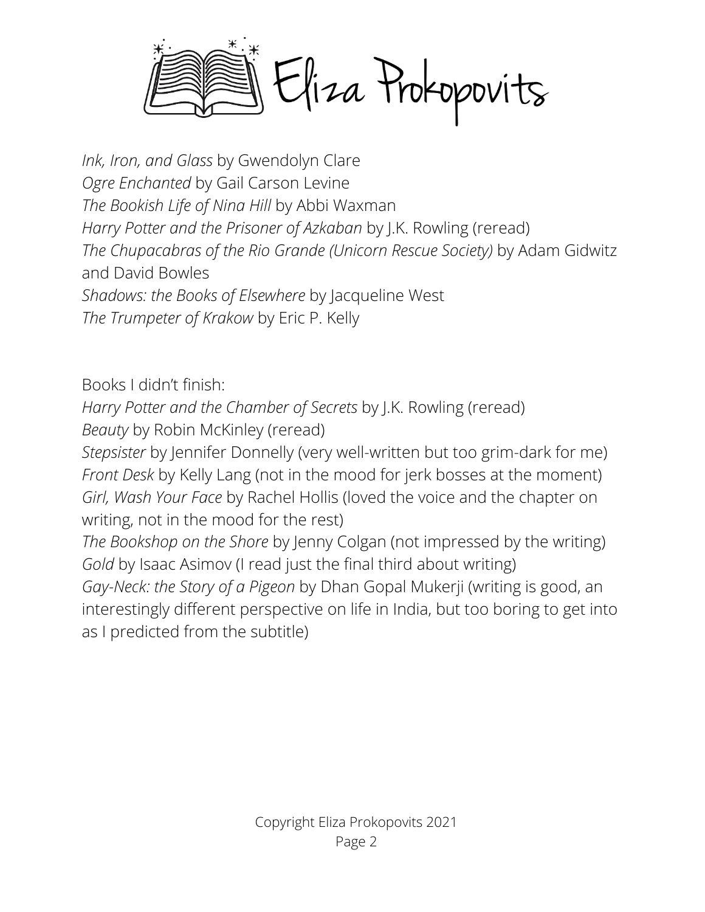*Ink, Iron, and Glass* by Gwendolyn Clare
*Ogre Enchanted* by Gail Carson Levine
*The Bookish Life of Nina Hill* by Abbi Waxman
*Harry Potter and the Prisoner of Azkaban* by J.K. Rowling (reread)
*The Chupacabras of the Rio Grande (Unicorn Rescue Society)* by Adam Gidwitz and David Bowles
*Shadows: the Books of Elsewhere* by Jacqueline West
*The Trumpeter of Krakow* by Eric P. Kelly

Books I didn't finish:
*Harry Potter and the Chamber of Secrets* by J.K. Rowling (reread)
*Beauty* by Robin McKinley (reread)
*Stepsister* by Jennifer Donnelly (very well-written but too grim-dark for me)
*Front Desk* by Kelly Lang (not in the mood for jerk bosses at the moment)
*Girl, Wash Your Face* by Rachel Hollis (loved the voice and the chapter on writing, not in the mood for the rest)
*The Bookshop on the Shore* by Jenny Colgan (not impressed by the writing)
*Gold* by Isaac Asimov (I read just the final third about writing)
*Gay-Neck: the Story of a Pigeon* by Dhan Gopal Mukerji (writing is good, an interestingly different perspective on life in India, but too boring to get into as I predicted from the subtitle)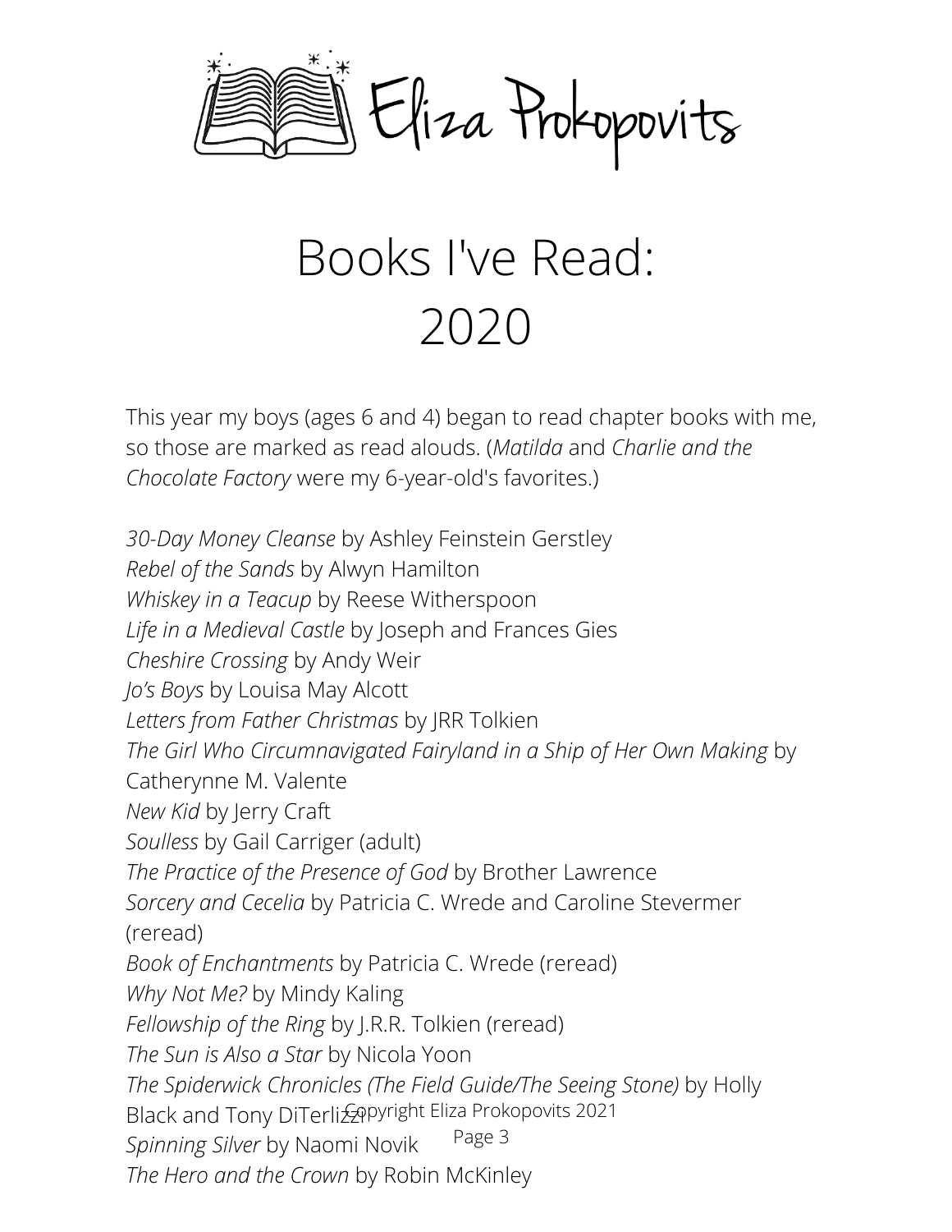Eliza Prokopovits

# Books I've Read: 2020

This year my boys (ages 6 and 4) began to read chapter books with me, so those are marked as read alouds. (*Matilda* and *Charlie and the Chocolate Factory* were my 6-year-old's favorites.)

*30-Day Money Cleanse* by Ashley Feinstein Gerstley
*Rebel of the Sands* by Alwyn Hamilton
*Whiskey in a Teacup* by Reese Witherspoon
*Life in a Medieval Castle* by Joseph and Frances Gies
*Cheshire Crossing* by Andy Weir
*Jo's Boys* by Louisa May Alcott
*Letters from Father Christmas* by JRR Tolkien
*The Girl Who Circumnavigated Fairyland in a Ship of Her Own Making* by Catherynne M. Valente
*New Kid* by Jerry Craft
*Soulless* by Gail Carriger (adult)
*The Practice of the Presence of God* by Brother Lawrence
*Sorcery and Cecelia* by Patricia C. Wrede and Caroline Stevermer (reread)
*Book of Enchantments* by Patricia C. Wrede (reread)
*Why Not Me?* by Mindy Kaling
*Fellowship of the Ring* by J.R.R. Tolkien (reread)
*The Sun is Also a Star* by Nicola Yoon
*The Spiderwick Chronicles (The Field Guide/The Seeing Stone)* by Holly Black and Tony DiTerlizzi
*Spinning Silver* by Naomi Novik
*The Hero and the Crown* by Robin McKinley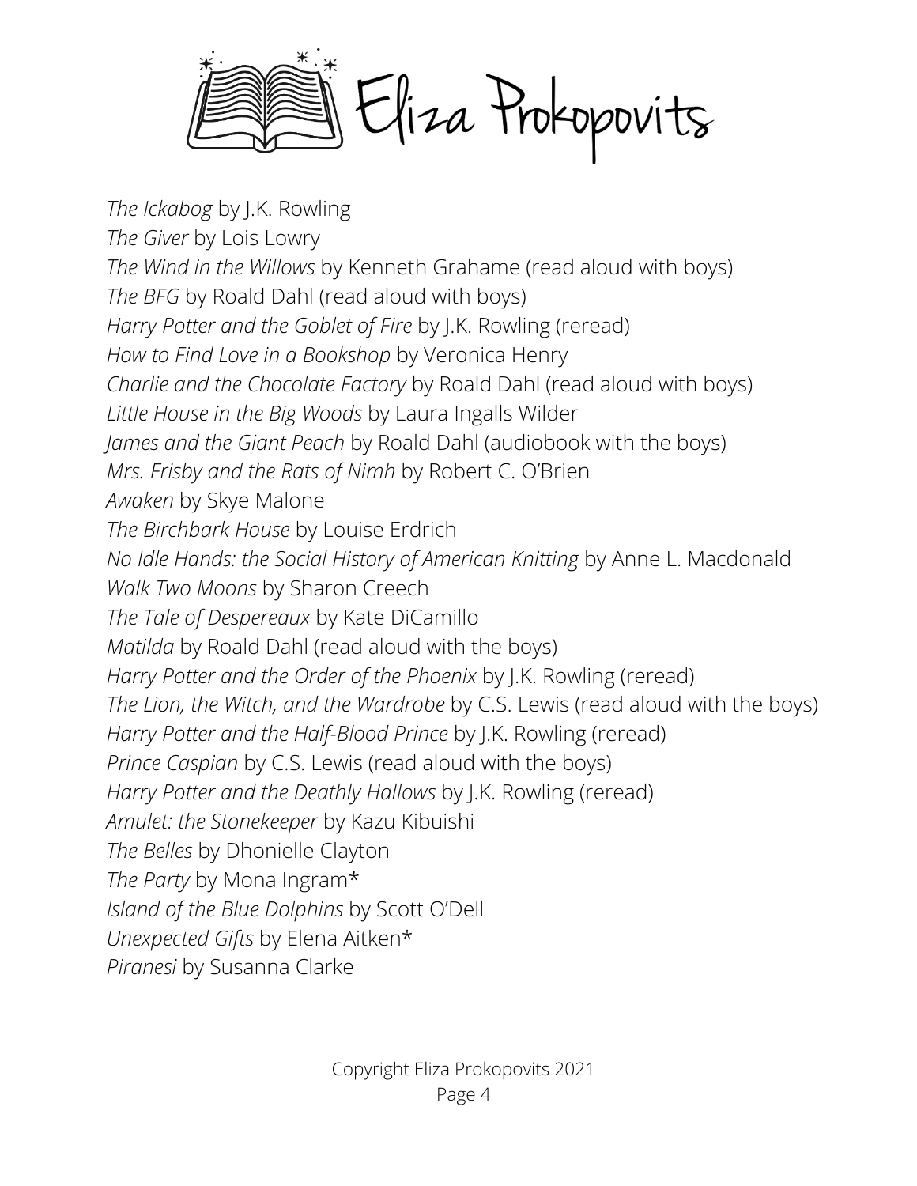*The Ickabog* by J.K. Rowling

*The Giver* by Lois Lowry

*The Wind in the Willows* by Kenneth Grahame (read aloud with boys)

*The BFG* by Roald Dahl (read aloud with boys)

*Harry Potter and the Goblet of Fire* by J.K. Rowling (reread)

*How to Find Love in a Bookshop* by Veronica Henry

*Charlie and the Chocolate Factory* by Roald Dahl (read aloud with boys)

*Little House in the Big Woods* by Laura Ingalls Wilder

*James and the Giant Peach* by Roald Dahl (audiobook with the boys)

*Mrs. Frisby and the Rats of Nimh* by Robert C. O'Brien

*Awaken* by Skye Malone

*The Birchbark House* by Louise Erdrich

*No Idle Hands: the Social History of American Knitting* by Anne L. Macdonald

*Walk Two Moons* by Sharon Creech

*The Tale of Despereaux* by Kate DiCamillo

*Matilda* by Roald Dahl (read aloud with the boys)

*Harry Potter and the Order of the Phoenix* by J.K. Rowling (reread)

*The Lion, the Witch, and the Wardrobe* by C.S. Lewis (read aloud with the boys)

*Harry Potter and the Half-Blood Prince* by J.K. Rowling (reread)

*Prince Caspian* by C.S. Lewis (read aloud with the boys)

*Harry Potter and the Deathly Hallows* by J.K. Rowling (reread)

*Amulet: the Stonekeeper* by Kazu Kibuishi

*The Belles* by Dhonielle Clayton

*The Party* by Mona Ingram*

*Island of the Blue Dolphins* by Scott O'Dell

*Unexpected Gifts* by Elena Aitken*

*Piranesi* by Susanna Clarke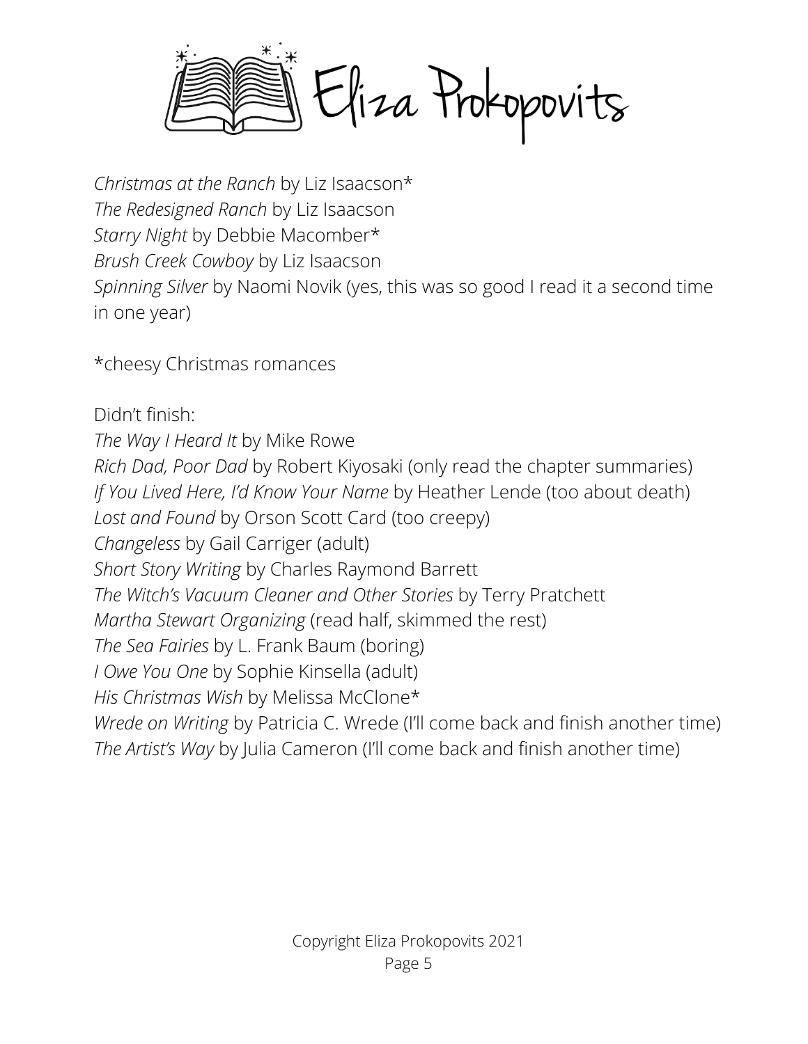*Christmas at the Ranch* by Liz Isaacson*
*The Redesigned Ranch* by Liz Isaacson
*Starry Night* by Debbie Macomber*
*Brush Creek Cowboy* by Liz Isaacson
*Spinning Silver* by Naomi Novik (yes, this was so good I read it a second time in one year)

*cheesy Christmas romances

Didn't finish:
*The Way I Heard It* by Mike Rowe
*Rich Dad, Poor Dad* by Robert Kiyosaki (only read the chapter summaries)
*If You Lived Here, I'd Know Your Name* by Heather Lende (too about death)
*Lost and Found* by Orson Scott Card (too creepy)
*Changeless* by Gail Carriger (adult)
*Short Story Writing* by Charles Raymond Barrett
*The Witch's Vacuum Cleaner and Other Stories* by Terry Pratchett
*Martha Stewart Organizing* (read half, skimmed the rest)
*The Sea Fairies* by L. Frank Baum (boring)
*I Owe You One* by Sophie Kinsella (adult)
*His Christmas Wish* by Melissa McClone*
*Wrede on Writing* by Patricia C. Wrede (I'll come back and finish another time)
*The Artist's Way* by Julia Cameron (I'll come back and finish another time)